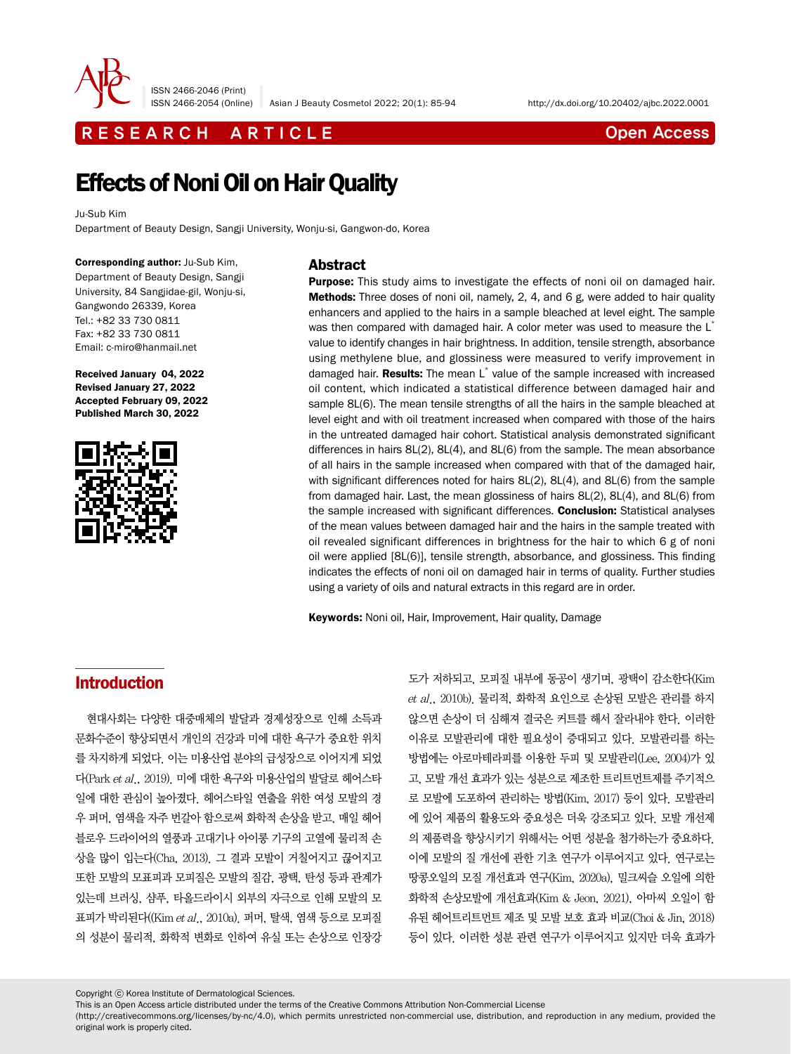RESEARCH ARTICLE

Open Access

# Effects of Noni Oil on Hair Quality

Ju-Sub Kim

Department of Beauty Design, Sangji University, Wonju-si, Gangwon-do, Korea

**Corresponding author:** Ju-Sub Kim, Department of Beauty Design, Sangji University, 84 Sangjidae-gil, Wonju-si, Gangwondo 26339, Korea
Tel.: +82 33 730 0811
Fax: +82 33 730 0811
Email: c-miro@hanmail.net

**Received January 04, 2022**
**Revised January 27, 2022**
**Accepted February 09, 2022**
**Published March 30, 2022**

## Abstract

**Purpose:** This study aims to investigate the effects of noni oil on damaged hair. **Methods:** Three doses of noni oil, namely, 2, 4, and 6 g, were added to hair quality enhancers and applied to the hairs in a sample bleached at level eight. The sample was then compared with damaged hair. A color meter was used to measure the $L^*$ value to identify changes in hair brightness. In addition, tensile strength, absorbance using methylene blue, and glossiness were measured to verify improvement in damaged hair. **Results:** The mean $L^*$ value of the sample increased with increased oil content, which indicated a statistical difference between damaged hair and sample 8L(6). The mean tensile strengths of all the hairs in the sample bleached at level eight and with oil treatment increased when compared with those of the hairs in the untreated damaged hair cohort. Statistical analysis demonstrated significant differences in hairs 8L(2), 8L(4), and 8L(6) from the sample. The mean absorbance of all hairs in the sample increased when compared with that of the damaged hair, with significant differences noted for hairs 8L(2), 8L(4), and 8L(6) from the sample from damaged hair. Last, the mean glossiness of hairs 8L(2), 8L(4), and 8L(6) from the sample increased with significant differences. **Conclusion:** Statistical analyses of the mean values between damaged hair and the hairs in the sample treated with oil revealed significant differences in brightness for the hair to which 6 g of noni oil were applied [8L(6)], tensile strength, absorbance, and glossiness. This finding indicates the effects of noni oil on damaged hair in terms of quality. Further studies using a variety of oils and natural extracts in this regard are in order.

**Keywords:** Noni oil, Hair, Improvement, Hair quality, Damage

## Introduction

현대사회는 다양한 대중매체의 발달과 경제성장으로 인해 소득과 문화수준이 향상되면서 개인의 건강과 미에 대한 욕구가 중요한 위치를 차지하게 되었다. 이는 미용산업 분야의 급성장으로 이어지게 되었다(Park *et al*., 2019). 미에 대한 욕구와 미용산업의 발달로 헤어스타일에 대한 관심이 높아졌다. 헤어스타일 연출을 위한 여성 모발의 경우 퍼머, 염색을 자주 번갈아 함으로써 화학적 손상을 받고, 매일 헤어 블로우 드라이어의 열풍과 고데기나 아이롱 기구의 고열에 물리적 손상을 많이 입는다(Cha, 2013). 그 결과 모발이 거칠어지고 끊어지고 또한 모발의 모표피과 모피질은 모발의 질감, 광택, 탄성 등과 관계가 있는데 브러싱, 샴푸, 타올드라이시 외부의 자극으로 인해 모발의 모표피가 박리된다((Kim *et al*., 2010a). 퍼머, 탈색, 염색 등으로 모피질의 성분이 물리적, 화학적 변화로 인하여 유실 또는 손상으로 인장강도가 저하되고, 모피질 내부에 동공이 생기며, 광택이 감소한다(Kim *et al*., 2010b). 물리적, 화학적 요인으로 손상된 모발은 관리를 하지 않으면 손상이 더 심해져 결국은 커트를 해서 잘라내야 한다. 이러한 이유로 모발관리에 대한 필요성이 증대되고 있다. 모발관리를 하는 방법에는 아로마테라피를 이용한 두피 및 모발관리(Lee, 2004)가 있고, 모발 개선 효과가 있는 성분으로 제조한 트리트먼트제를 주기적으로 모발에 도포하여 관리하는 방법(Kim, 2017) 등이 있다. 모발관리에 있어 제품의 활용도와 중요성은 더욱 강조되고 있다. 모발 개선제의 제품력을 향상시키기 위해서는 어떤 성분을 첨가하는가 중요하다. 이에 모발의 질 개선에 관한 기초 연구가 이루어지고 있다. 연구로는 땅콩오일의 모질 개선효과 연구(Kim, 2020a), 밀크씨슬 오일에 의한 화학적 손상모발에 개선효과(Kim & Jeon, 2021), 아마씨 오일이 함유된 헤어트리트먼트 제조 및 모발 보호 효과 비교(Choi & Jin, 2018) 등이 있다. 이러한 성분 관련 연구가 이루어지고 있지만 더욱 효과가

Copyright ⓒ Korea Institute of Dermatological Sciences.
This is an Open Access article distributed under the terms of the Creative Commons Attribution Non-Commercial License (http://creativecommons.org/licenses/by-nc/4.0), which permits unrestricted non-commercial use, distribution, and reproduction in any medium, provided the original work is properly cited.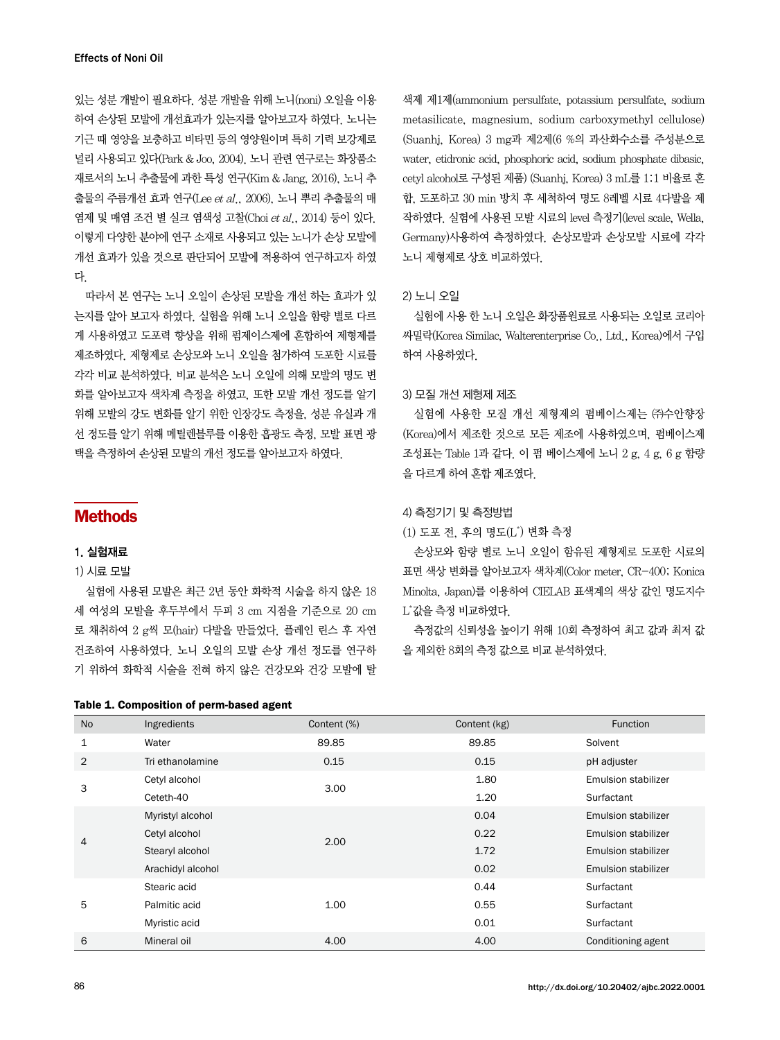있는 성분 개발이 필요하다. 성분 개발을 위해 노니(noni) 오일을 이용하여 손상된 모발에 개선효과가 있는지를 알아보고자 하였다. 노니는 기근 때 영양을 보충하고 비타민 등의 영양원이며 특히 기력 보강제로 널리 사용되고 있다(Park & Joo, 2004). 노니 관련 연구로는 화장품소재로서의 노니 추출물에 과한 특성 연구(Kim & Jang, 2016), 노니 추출물의 주름개선 효과 연구(Lee *et al.*, 2006), 노니 뿌리 추출물의 매염제 및 매염 조건 별 실크 염색성 고찰(Choi *et al.*, 2014) 등이 있다. 이렇게 다양한 분야에 연구 소재로 사용되고 있는 노니가 손상 모발에 개선 효과가 있을 것으로 판단되어 모발에 적용하여 연구하고자 하였다.

따라서 본 연구는 노니 오일이 손상된 모발을 개선 하는 효과가 있는지를 알아 보고자 하였다. 실험을 위해 노니 오일을 함량 별로 다르게 사용하였고 도포력 향상을 위해 펌제이스제에 혼합하여 제형제를 제조하였다. 제형제로 손상모와 노니 오일을 첨가하여 도포한 시료를 각각 비교 분석하였다. 비교 분석은 노니 오일에 의해 모발의 명도 변화를 알아보고자 색차계 측정을 하였고, 또한 모발 개선 정도를 알기 위해 모발의 강도 변화를 알기 위한 인장강도 측정을, 성분 유실과 개선 정도를 알기 위해 메틸렌블루를 이용한 흡광도 측정, 모발 표면 광택을 측정하여 손상된 모발의 개선 정도를 알아보고자 하였다.

## Methods

### 1. 실험재료

1) 시료 모발

실험에 사용된 모발은 최근 2년 동안 화학적 시술을 하지 않은 18세 여성의 모발을 후두부에서 두피 3 cm 지점을 기준으로 20 cm로 채취하여 2 g씩 모(hair) 다발을 만들었다. 플레인 린스 후 자연 건조하여 사용하였다. 노니 오일의 모발 손상 개선 정도를 연구하기 위하여 화학적 시술을 전혀 하지 않은 건강모와 건강 모발에 탈색제 제1제(ammonium persulfate, potassium persulfate, sodium metasilicate, magnesium, sodium carboxymethyl cellulose) (Suanhj, Korea) 3 mg과 제2제(6 %의 과산화수소를 주성분으로 water, etidronic acid, phosphoric acid, sodium phosphate dibasic, cetyl alcohol로 구성된 제품) (Suanhj, Korea) 3 mL를 1:1 비율로 혼합, 도포하고 30 min 방치 후 세척하여 명도 8레벨 시료 4다발을 제작하였다. 실험에 사용된 모발 시료의 level 측정기(level scale, Wella, Germany)사용하여 측정하였다. 손상모발과 손상모발 시료에 각각 노니 제형제로 상호 비교하였다.

2) 노니 오일

실험에 사용 한 노니 오일은 화장품원료로 사용되는 오일로 코리아 싸밀락(Korea Similac, Walterenterprise Co., Ltd., Korea)에서 구입하여 사용하였다.

3) 모질 개선 제형제 제조

실험에 사용한 모질 개선 제형제의 펌베이스제는 ㈜수안향장(Korea)에서 제조한 것으로 모든 제조에 사용하였으며, 펌베이스제 조성표는 Table 1과 같다. 이 펌 베이스제에 노니 2 g, 4 g, 6 g 함량을 다르게 하여 혼합 제조였다.

4) 측정기기 및 측정방법

(1) 도포 전, 후의 명도($L^*$) 변화 측정

손상모와 함량 별로 노니 오일이 함유된 제형제로 도포한 시료의 표면 색상 변화를 알아보고자 색차계(Color meter, CR-400; Konica Minolta, Japan)를 이용하여 CIELAB 표색계의 색상 값인 명도지수 $L^*$값을 측정 비교하였다.

측정값의 신뢰성을 높이기 위해 10회 측정하여 최고 값과 최저 값을 제외한 8회의 측정 값으로 비교 분석하였다.

**Table 1. Composition of perm-based agent**

| No | Ingredients | Content (%) | Content (kg) | Function |
|---|---|---|---|---|
| 1 | Water | 89.85 | 89.85 | Solvent |
| 2 | Tri ethanolamine | 0.15 | 0.15 | pH adjuster |
| 3 | Cetyl alcohol | 3.00 | 1.80 | Emulsion stabilizer |
| | Ceteth-40 | | 1.20 | Surfactant |
| 4 | Myristyl alcohol | 2.00 | 0.04 | Emulsion stabilizer |
| | Cetyl alcohol | | 0.22 | Emulsion stabilizer |
| | Stearyl alcohol | | 1.72 | Emulsion stabilizer |
| | Arachidyl alcohol | | 0.02 | Emulsion stabilizer |
| 5 | Stearic acid | 1.00 | 0.44 | Surfactant |
| | Palmitic acid | | 0.55 | Surfactant |
| | Myristic acid | | 0.01 | Surfactant |
| 6 | Mineral oil | 4.00 | 4.00 | Conditioning agent |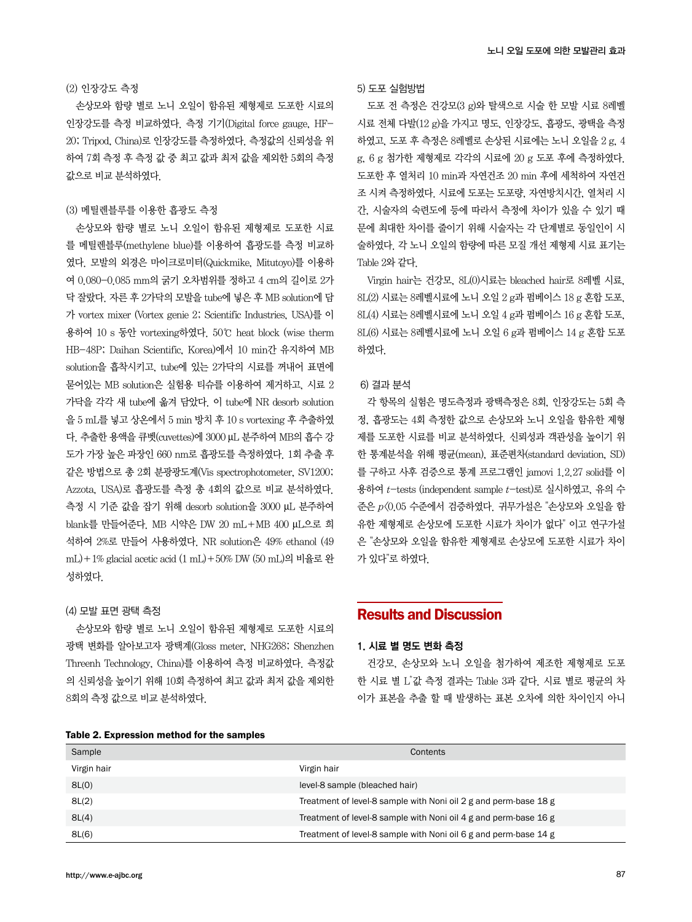(2) 인장강도 측정

손상모와 함량 별로 노니 오일이 함유된 제형제로 도포한 시료의 인장강도를 측정 비교하였다. 측정 기기(Digital force gauge, HF-20; Tripod, China)로 인장강도를 측정하였다. 측정값의 신뢰성을 위하여 7회 측정 후 측정 값 중 최고 값과 최저 값을 제외한 5회의 측정 값으로 비교 분석하였다.

(3) 메틸렌블루를 이용한 흡광도 측정

손상모와 함량 별로 노니 오일이 함유된 제형제로 도포한 시료를 메틸렌블루(methylene blue)를 이용하여 흡광도를 측정 비교하였다. 모발의 외경은 마이크로미터(Quickmike, Mitutoyo)를 이용하여 0.080–0.085 mm의 굵기 오차범위를 정하고 4 cm의 길이로 2가닥 잘랐다. 자른 후 2가닥의 모발을 tube에 넣은 후 MB solution에 담가 vortex mixer (Vortex genie 2; Scientific Industries, USA)를 이용하여 10 s 동안 vortexing하였다. 50℃ heat block (wise therm HB-48P; Daihan Scientific, Korea)에서 10 min간 유지하여 MB solution을 흡착시키고, tube에 있는 2가닥의 시료를 꺼내어 표면에 묻어있는 MB solution은 실험용 티슈를 이용하여 제거하고, 시료 2가닥을 각각 새 tube에 옮겨 담았다. 이 tube에 NR desorb solution을 5 mL를 넣고 상온에서 5 min 방치 후 10 s vortexing 후 추출하였다. 추출한 용액을 큐벳(cuvettes)에 3000 μL 분주하여 MB의 흡수 강도가 가장 높은 파장인 660 nm로 흡광도를 측정하였다. 1회 추출 후 같은 방법으로 총 2회 분광광도계(Vis spectrophotometer, SV1200; Azzota, USA)로 흡광도를 측정 총 4회의 값으로 비교 분석하였다. 측정 시 기준 값을 잡기 위해 desorb solution을 3000 μL 분주하여 blank를 만들어준다. MB 시약은 DW 20 mL+MB 400 μL으로 희석하여 2%로 만들어 사용하였다. NR solution은 49% ethanol (49 mL)+1% glacial acetic acid (1 mL)+50% DW (50 mL)의 비율로 완성하였다.

(4) 모발 표면 광택 측정

손상모와 함량 별로 노니 오일이 함유된 제형제로 도포한 시료의 광택 변화를 알아보고자 광택계(Gloss meter, NHG268; Shenzhen Threenh Technology, China)를 이용하여 측정 비교하였다. 측정값의 신뢰성을 높이기 위해 10회 측정하여 최고 값과 최저 값을 제외한 8회의 측정 값으로 비교 분석하였다.

5) 도포 실험방법

도포 전 측정은 건강모(3 g)와 탈색으로 시술 한 모발 시료 8레벨 시료 전체 다발(12 g)을 가지고 명도, 인장강도, 흡광도, 광택을 측정하였고, 도포 후 측정은 8레벨로 손상된 시료에는 노니 오일을 2 g, 4 g, 6 g 첨가한 제형제로 각각의 시료에 20 g 도포 후에 측정하였다. 도포한 후 열처리 10 min과 자연건조 20 min 후에 세척하여 자연건조 시켜 측정하였다. 시료에 도포는 도포량, 자연방치시간, 열처리 시간, 시술자의 숙련도에 등에 따라서 측정에 차이가 있을 수 있기 때문에 최대한 차이를 줄이기 위해 시술자는 각 단계별로 동일인이 시술하였다. 각 노니 오일의 함량에 따른 모질 개선 제형제 시료 표기는 Table 2와 같다.

Virgin hair는 건강모, 8L(0)시료는 bleached hair로 8레벨 시료, 8L(2) 시료는 8레벨시료에 노니 오일 2 g과 펌베이스 18 g 혼합 도포, 8L(4) 시료는 8레벨시료에 노니 오일 4 g과 펌베이스 16 g 혼합 도포, 8L(6) 시료는 8레벨시료에 노니 오일 6 g과 펌베이스 14 g 혼합 도포 하였다.

6) 결과 분석

각 항목의 실험은 명도측정과 광택측정은 8회, 인장강도는 5회 측정, 흡광도는 4회 측정한 값으로 손상모와 노니 오일을 함유한 제형제를 도포한 시료를 비교 분석하였다. 신뢰성과 객관성을 높이기 위한 통계분석을 위해 평균(mean), 표준편차(standard deviation, SD)를 구하고 사후 검증으로 통계 프로그램인 jamovi 1.2.27 solid를 이용하여 $t$-tests (independent sample $t$-test)로 실시하였고, 유의 수준은 $p<0.05$ 수준에서 검증하였다. 귀무가설은 "손상모와 오일을 함유한 제형제로 손상모에 도포한 시료가 차이가 없다" 이고 연구가설은 "손상모와 오일을 함유한 제형제로 손상모에 도포한 시료가 차이가 있다"로 하였다.

## Results and Discussion

### 1. 시료 별 명도 변화 측정

건강모, 손상모와 노니 오일을 첨가하여 제조한 제형제로 도포한 시료 별 L$^*$값 측정 결과는 Table 3과 같다. 시료 별로 평균의 차이가 표본을 추출 할 때 발생하는 표본 오차에 의한 차이인지 아니

**Table 2. Expression method for the samples**

| Sample | Contents |
|---|---|
| Virgin hair | Virgin hair |
| 8L(0) | level-8 sample (bleached hair) |
| 8L(2) | Treatment of level-8 sample with Noni oil 2 g and perm-base 18 g |
| 8L(4) | Treatment of level-8 sample with Noni oil 4 g and perm-base 16 g |
| 8L(6) | Treatment of level-8 sample with Noni oil 6 g and perm-base 14 g |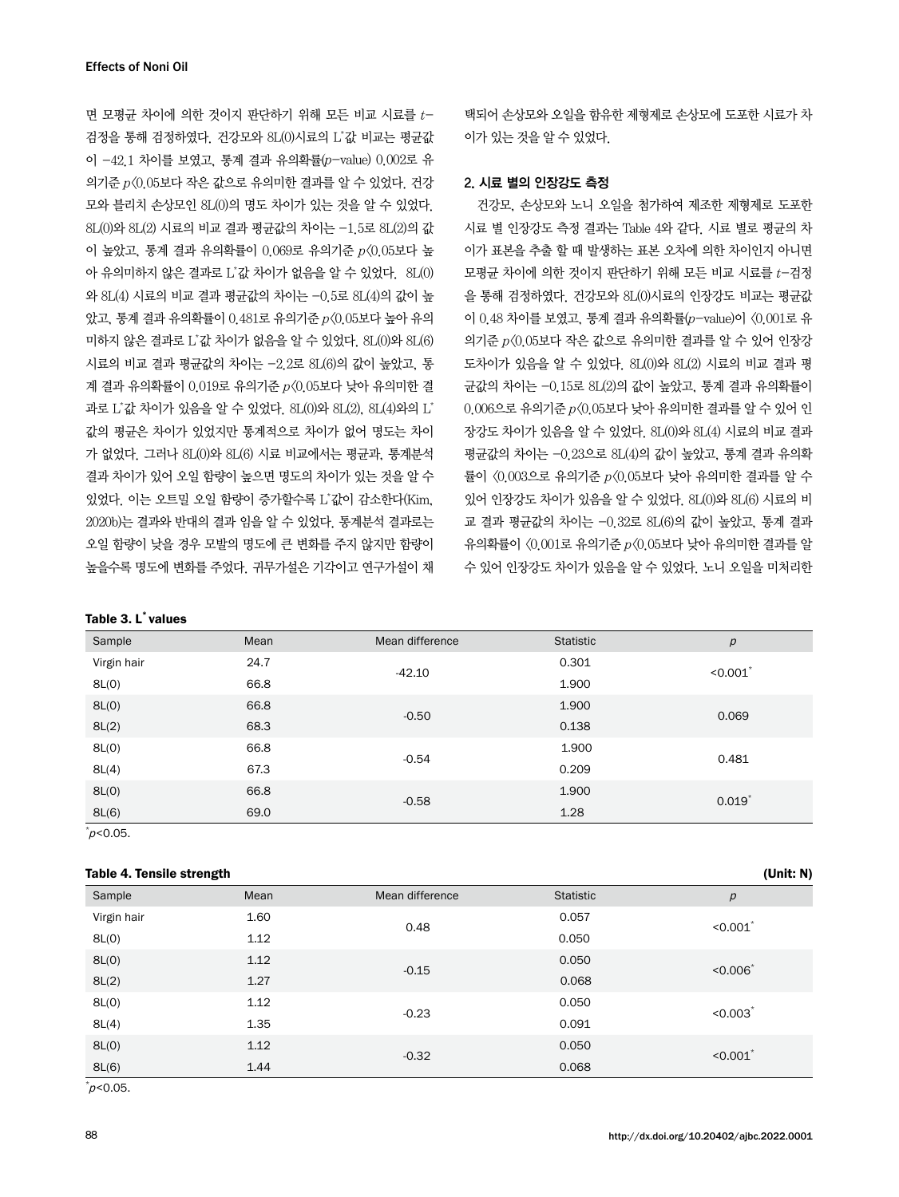면 모평균 차이에 의한 것이지 판단하기 위해 모든 비교 시료를 $t$-검정을 통해 검정하였다. 건강모와 8L(0)시료의 L*값 비교는 평균값이 −42.1 차이를 보였고, 통계 결과 유의확률($p$-value) 0.002로 유의기준 $p$<0.05보다 작은 값으로 유의미한 결과를 알 수 있었다. 건강모와 블리치 손상모인 8L(0)의 명도 차이가 있는 것을 알 수 있었다. 8L(0)와 8L(2) 시료의 비교 결과 평균값의 차이는 −1.5로 8L(2)의 값이 높았고, 통계 결과 유의확률이 0.069로 유의기준 $p$<0.05보다 높아 유의미하지 않은 결과로 L*값 차이가 없음을 알 수 있었다. 8L(0)와 8L(4) 시료의 비교 결과 평균값의 차이는 −0.5로 8L(4)의 값이 높았고, 통계 결과 유의확률이 0.481로 유의기준 $p$<0.05보다 높아 유의미하지 않은 결과로 L*값 차이가 없음을 알 수 있었다. 8L(0)와 8L(6) 시료의 비교 결과 평균값의 차이는 −2.2로 8L(6)의 값이 높았고, 통계 결과 유의확률이 0.019로 유의기준 $p$<0.05보다 낮아 유의미한 결과로 L*값 차이가 있음을 알 수 있었다. 8L(0)와 8L(2), 8L(4)와의 L*값의 평균은 차이가 있었지만 통계적으로 차이가 없어 명도는 차이가 없었다. 그러나 8L(0)와 8L(6) 시료 비교에서는 평균과, 통계분석 결과 차이가 있어 오일 함량이 높으면 명도의 차이가 있는 것을 알 수 있었다. 이는 오트밀 오일 함량이 증가할수록 L*값이 감소한다(Kim, 2020b)는 결과와 반대의 결과 임을 알 수 있었다. 통계분석 결과로는 오일 함량이 낮을 경우 모발의 명도에 큰 변화를 주지 않지만 함량이 높을수록 명도에 변화를 주었다. 귀무가설은 기각이고 연구가설이 채택되어 손상모와 오일을 함유한 제형제로 손상모에 도포한 시료가 차이가 있는 것을 알 수 있었다.

## 2. 시료 별의 인장강도 측정

건강모, 손상모와 노니 오일을 첨가하여 제조한 제형제로 도포한 시료 별 인장강도 측정 결과는 Table 4와 같다. 시료 별로 평균의 차이가 표본을 추출 할 때 발생하는 표본 오차에 의한 차이인지 아니면 모평균 차이에 의한 것이지 판단하기 위해 모든 비교 시료를 $t$-검정을 통해 검정하였다. 건강모와 8L(0)시료의 인장강도 비교는 평균값이 0.48 차이를 보였고, 통계 결과 유의확률($p$-value)이 <0.001로 유의기준 $p$<0.05보다 작은 값으로 유의미한 결과를 알 수 있어 인장강도차이가 있음을 알 수 있었다. 8L(0)와 8L(2) 시료의 비교 결과 평균값의 차이는 −0.15로 8L(2)의 값이 높았고, 통계 결과 유의확률이 0.006으로 유의기준 $p$<0.05보다 낮아 유의미한 결과를 알 수 있어 인장강도 차이가 있음을 알 수 있었다. 8L(0)와 8L(4) 시료의 비교 결과 평균값의 차이는 −0.23으로 8L(4)의 값이 높았고, 통계 결과 유의확률이 <0.003으로 유의기준 $p$<0.05보다 낮아 유의미한 결과를 알 수 있어 인장강도 차이가 있음을 알 수 있었다. 8L(0)와 8L(6) 시료의 비교 결과 평균값의 차이는 −0.32로 8L(6)의 값이 높았고, 통계 결과 유의확률이 <0.001로 유의기준 $p$<0.05보다 낮아 유의미한 결과를 알 수 있어 인장강도 차이가 있음을 알 수 있었다. 노니 오일을 미처리한

**Table 3. L* values**

| Sample | Mean | Mean difference | Statistic | $p$ |
|---|---|---|---|---|
| Virgin hair | 24.7 | -42.10 | 0.301 | <0.001* |
| 8L(0) | 66.8 | | 1.900 | |
| 8L(0) | 66.8 | -0.50 | 1.900 | 0.069 |
| 8L(2) | 68.3 | | 0.138 | |
| 8L(0) | 66.8 | -0.54 | 1.900 | 0.481 |
| 8L(4) | 67.3 | | 0.209 | |
| 8L(0) | 66.8 | -0.58 | 1.900 | 0.019* |
| 8L(6) | 69.0 | | 1.28 | |

*$p$<0.05.

**Table 4. Tensile strength** (Unit: N)

| Sample | Mean | Mean difference | Statistic | $p$ |
|---|---|---|---|---|
| Virgin hair | 1.60 | 0.48 | 0.057 | <0.001* |
| 8L(0) | 1.12 | | 0.050 | |
| 8L(0) | 1.12 | -0.15 | 0.050 | <0.006* |
| 8L(2) | 1.27 | | 0.068 | |
| 8L(0) | 1.12 | -0.23 | 0.050 | <0.003* |
| 8L(4) | 1.35 | | 0.091 | |
| 8L(0) | 1.12 | -0.32 | 0.050 | <0.001* |
| 8L(6) | 1.44 | | 0.068 | |

*$p$<0.05.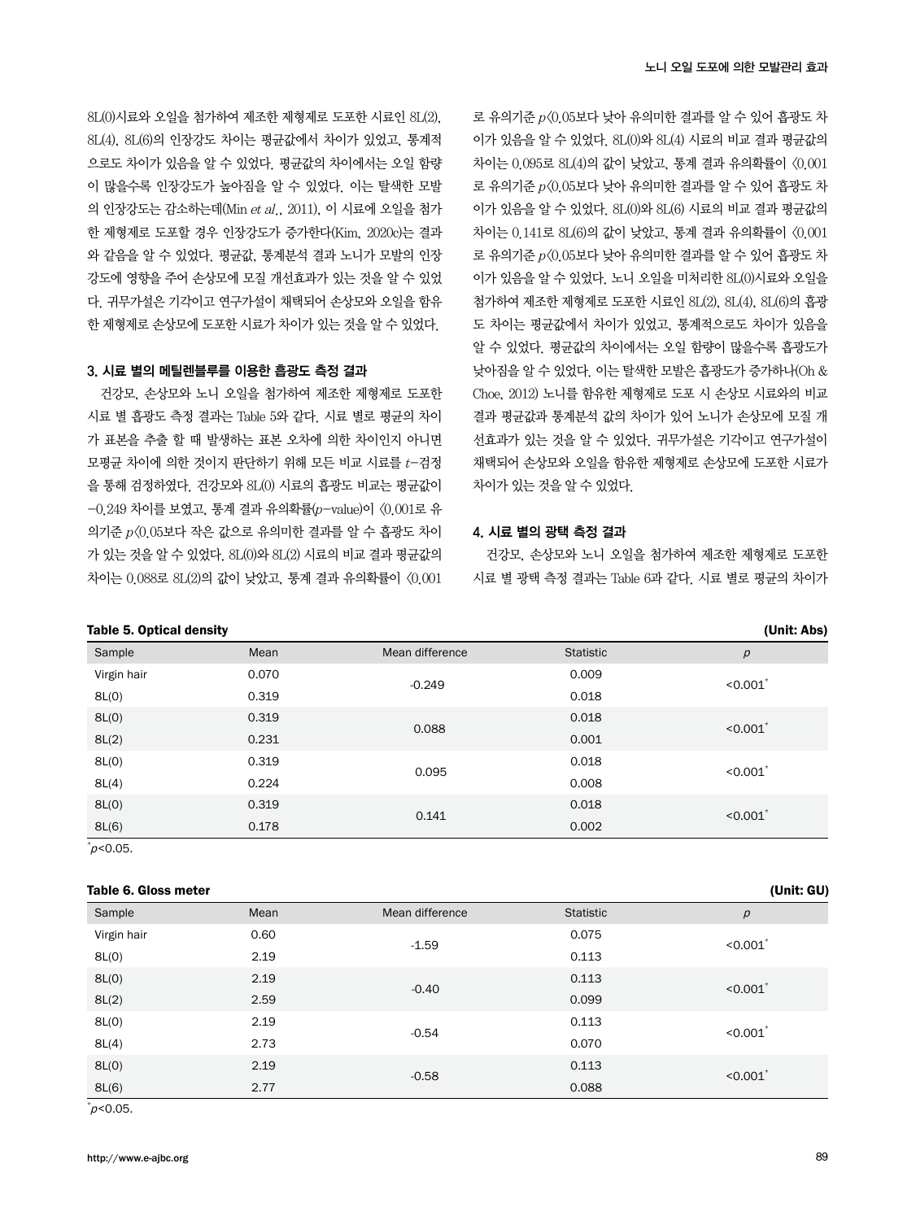8L(0)시료와 오일을 첨가하여 제조한 제형제로 도포한 시료인 8L(2), 8L(4), 8L(6)의 인장강도 차이는 평균값에서 차이가 있었고, 통계적으로도 차이가 있음을 알 수 있었다. 평균값의 차이에서는 오일 함량이 많을수록 인장강도가 높아짐을 알 수 있었다. 이는 탈색한 모발의 인장강도는 감소하는데(Min *et al.*, 2011), 이 시료에 오일을 첨가한 제형제로 도포할 경우 인장강도가 증가한다(Kim, 2020c)는 결과와 같음을 알 수 있었다. 평균값, 통계분석 결과 노니가 모발의 인장강도에 영향을 주어 손상모에 모질 개선효과가 있는 것을 알 수 있었다. 귀무가설은 기각이고 연구가설이 채택되어 손상모와 오일을 함유한 제형제로 손상모에 도포한 시료가 차이가 있는 것을 알 수 있었다.

### 3. 시료 별의 메틸렌블루를 이용한 흡광도 측정 결과

건강모, 손상모와 노니 오일을 첨가하여 제조한 제형제로 도포한 시료 별 흡광도 측정 결과는 Table 5와 같다. 시료 별로 평균의 차이가 표본을 추출 할 때 발생하는 표본 오차에 의한 차이인지 아니면 모평균 차이에 의한 것이지 판단하기 위해 모든 비교 시료를 $t$-검정을 통해 검정하였다. 건강모와 8L(0) 시료의 흡광도 비교는 평균값이 −0.249 차이를 보였고, 통계 결과 유의확률($p$-value)이 〈0.001로 유의기준 $p$〈0.05보다 작은 값으로 유의미한 결과를 알 수 흡광도 차이가 있는 것을 알 수 있었다. 8L(0)와 8L(2) 시료의 비교 결과 평균값의 차이는 0.088로 8L(2)의 값이 낮았고, 통계 결과 유의확률이 〈0.001로 유의기준 $p$〈0.05보다 낮아 유의미한 결과를 알 수 있어 흡광도 차이가 있음을 알 수 있었다. 8L(0)와 8L(4) 시료의 비교 결과 평균값의 차이는 0.095로 8L(4)의 값이 낮았고, 통계 결과 유의확률이 〈0.001로 유의기준 $p$〈0.05보다 낮아 유의미한 결과를 알 수 있어 흡광도 차이가 있음을 알 수 있었다. 8L(0)와 8L(6) 시료의 비교 결과 평균값의 차이는 0.141로 8L(6)의 값이 낮았고, 통계 결과 유의확률이 〈0.001로 유의기준 $p$〈0.05보다 낮아 유의미한 결과를 알 수 있어 흡광도 차이가 있음을 알 수 있었다. 노니 오일을 미처리한 8L(0)시료와 오일을 첨가하여 제조한 제형제로 도포한 시료인 8L(2), 8L(4), 8L(6)의 흡광도 차이는 평균값에서 차이가 있었고, 통계적으로도 차이가 있음을 알 수 있었다. 평균값의 차이에서는 오일 함량이 많을수록 흡광도가 낮아짐을 알 수 있었다. 이는 탈색한 모발은 흡광도가 증가하나(Oh & Choe, 2012) 노니를 함유한 제형제로 도포 시 손상모 시료와의 비교 결과 평균값과 통계분석 값의 차이가 있어 노니가 손상모에 모질 개선효과가 있는 것을 알 수 있었다. 귀무가설은 기각이고 연구가설이 채택되어 손상모와 오일을 함유한 제형제로 손상모에 도포한 시료가 차이가 있는 것을 알 수 있었다.

### 4. 시료 별의 광택 측정 결과

건강모, 손상모와 노니 오일을 첨가하여 제조한 제형제로 도포한 시료 별 광택 측정 결과는 Table 6과 같다. 시료 별로 평균의 차이가

**Table 5. Optical density** (Unit: Abs)

| Sample | Mean | Mean difference | Statistic | $p$ |
|---|---|---|---|---|
| Virgin hair | 0.070 | -0.249 | 0.009 | <0.001* |
| 8L(0) | 0.319 | | 0.018 | |
| 8L(0) | 0.319 | 0.088 | 0.018 | <0.001* |
| 8L(2) | 0.231 | | 0.001 | |
| 8L(0) | 0.319 | 0.095 | 0.018 | <0.001* |
| 8L(4) | 0.224 | | 0.008 | |
| 8L(0) | 0.319 | 0.141 | 0.018 | <0.001* |
| 8L(6) | 0.178 | | 0.002 | |

*$p$<0.05.

**Table 6. Gloss meter** (Unit: GU)

| Sample | Mean | Mean difference | Statistic | $p$ |
|---|---|---|---|---|
| Virgin hair | 0.60 | -1.59 | 0.075 | <0.001* |
| 8L(0) | 2.19 | | 0.113 | |
| 8L(0) | 2.19 | -0.40 | 0.113 | <0.001* |
| 8L(2) | 2.59 | | 0.099 | |
| 8L(0) | 2.19 | -0.54 | 0.113 | <0.001* |
| 8L(4) | 2.73 | | 0.070 | |
| 8L(0) | 2.19 | -0.58 | 0.113 | <0.001* |
| 8L(6) | 2.77 | | 0.088 | |

*$p$<0.05.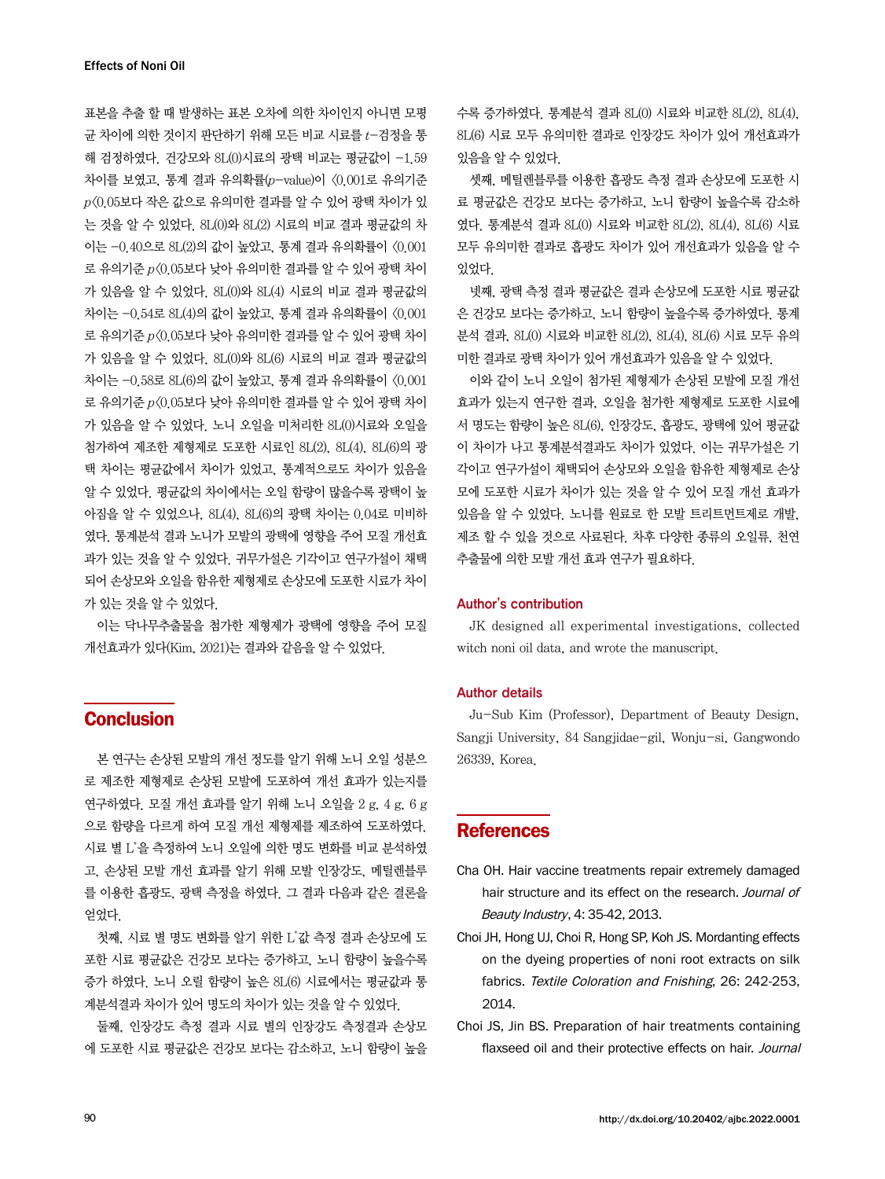표본을 추출 할 때 발생하는 표본 오차에 의한 차이인지 아니면 모평균 차이에 의한 것이지 판단하기 위해 모든 비교 시료를 $t$-검정을 통해 검정하였다. 건강모와 8L(0)시료의 광택 비교는 평균값이 -1.59 차이를 보였고, 통계 결과 유의확률($p$-value)이 〈0.001로 유의기준 $p$〈0.05보다 작은 값으로 유의미한 결과를 알 수 있어 광택 차이가 있는 것을 알 수 있었다. 8L(0)와 8L(2) 시료의 비교 결과 평균값의 차이는 -0.40으로 8L(2)의 값이 높았고, 통계 결과 유의확률이 〈0.001로 유의기준 $p$〈0.05보다 낮아 유의미한 결과를 알 수 있어 광택 차이가 있음을 알 수 있었다. 8L(0)와 8L(4) 시료의 비교 결과 평균값의 차이는 -0.54로 8L(4)의 값이 높았고, 통계 결과 유의확률이 〈0.001로 유의기준 $p$〈0.05보다 낮아 유의미한 결과를 알 수 있어 광택 차이가 있음을 알 수 있었다. 8L(0)와 8L(6) 시료의 비교 결과 평균값의 차이는 -0.58로 8L(6)의 값이 높았고, 통계 결과 유의확률이 〈0.001로 유의기준 $p$〈0.05보다 낮아 유의미한 결과를 알 수 있어 광택 차이가 있음을 알 수 있었다. 노니 오일을 미처리한 8L(0)시료와 오일을 첨가하여 제조한 제형제로 도포한 시료인 8L(2), 8L(4), 8L(6)의 광택 차이는 평균값에서 차이가 있었고, 통계적으로도 차이가 있음을 알 수 있었다. 평균값의 차이에서는 오일 함량이 많을수록 광택이 높아짐을 알 수 있었으나, 8L(4), 8L(6)의 광택 차이는 0.04로 미비하였다. 통계분석 결과 노니가 모발의 광택에 영향을 주어 모질 개선효과가 있는 것을 알 수 있었다. 귀무가설은 기각이고 연구가설이 채택되어 손상모와 오일을 함유한 제형제로 손상모에 도포한 시료가 차이가 있는 것을 알 수 있었다.

이는 닥나무추출물을 첨가한 제형제가 광택에 영향을 주어 모질 개선효과가 있다(Kim, 2021)는 결과와 같음을 알 수 있었다.

## Conclusion

본 연구는 손상된 모발의 개선 정도를 알기 위해 노니 오일 성분으로 제조한 제형제로 손상된 모발에 도포하여 개선 효과가 있는지를 연구하였다. 모질 개선 효과를 알기 위해 노니 오일을 2 g, 4 g, 6 g으로 함량을 다르게 하여 모질 개선 제형제를 제조하여 도포하였다. 시료 별 $L^*$을 측정하여 노니 오일에 의한 명도 변화를 비교 분석하였고, 손상된 모발 개선 효과를 알기 위해 모발 인장강도, 메틸렌블루를 이용한 흡광도, 광택 측정을 하였다. 그 결과 다음과 같은 결론을 얻었다.

첫째, 시료 별 명도 변화를 알기 위한 $L^*$값 측정 결과 손상모에 도포한 시료 평균값은 건강모 보다는 증가하고, 노니 함량이 높을수록 증가 하였다. 노니 오릴 함량이 높은 8L(6) 시료에서는 평균값과 통계분석결과 차이가 있어 명도의 차이가 있는 것을 알 수 있었다.

둘째, 인장강도 측정 결과 시료 별의 인장강도 측정결과 손상모에 도포한 시료 평균값은 건강모 보다는 감소하고, 노니 함량이 높을수록 증가하였다. 통계분석 결과 8L(0) 시료와 비교한 8L(2), 8L(4), 8L(6) 시료 모두 유의미한 결과로 인장강도 차이가 있어 개선효과가 있음을 알 수 있었다.

셋째, 메틸렌블루를 이용한 흡광도 측정 결과 손상모에 도포한 시료 평균값은 건강모 보다는 증가하고, 노니 함량이 높을수록 감소하였다. 통계분석 결과 8L(0) 시료와 비교한 8L(2), 8L(4), 8L(6) 시료 모두 유의미한 결과로 흡광도 차이가 있어 개선효과가 있음을 알 수 있었다.

넷째, 광택 측정 결과 평균값은 결과 손상모에 도포한 시료 평균값은 건강모 보다는 증가하고, 노니 함량이 높을수록 증가하였다. 통계 분석 결과, 8L(0) 시료와 비교한 8L(2), 8L(4), 8L(6) 시료 모두 유의미한 결과로 광택 차이가 있어 개선효과가 있음을 알 수 있었다.

이와 같이 노니 오일이 첨가된 제형제가 손상된 모발에 모질 개선 효과가 있는지 연구한 결과, 오일을 첨가한 제형제로 도포한 시료에서 명도는 함량이 높은 8L(6), 인장강도, 흡광도, 광택에 있어 평균값이 차이가 나고 통계분석결과도 차이가 있었다. 이는 귀무가설은 기각이고 연구가설이 채택되어 손상모와 오일을 함유한 제형제로 손상모에 도포한 시료가 차이가 있는 것을 알 수 있어 모질 개선 효과가 있음을 알 수 있었다. 노니를 원료로 한 모발 트리트먼트제로 개발, 제조 할 수 있을 것으로 사료된다. 차후 다양한 종류의 오일류, 천연 추출물에 의한 모발 개선 효과 연구가 필요하다.

### Author's contribution

JK designed all experimental investigations, collected witch noni oil data, and wrote the manuscript.

### Author details

Ju-Sub Kim (Professor), Department of Beauty Design, Sangji University, 84 Sangjidae-gil, Wonju-si, Gangwondo 26339, Korea.

## References

Cha OH. Hair vaccine treatments repair extremely damaged hair structure and its effect on the research. *Journal of Beauty Industry*, 4: 35-42, 2013.

Choi JH, Hong UJ, Choi R, Hong SP, Koh JS. Mordanting effects on the dyeing properties of noni root extracts on silk fabrics. *Textile Coloration and Fnishing*, 26: 242-253, 2014.

Choi JS, Jin BS. Preparation of hair treatments containing flaxseed oil and their protective effects on hair. *Journal*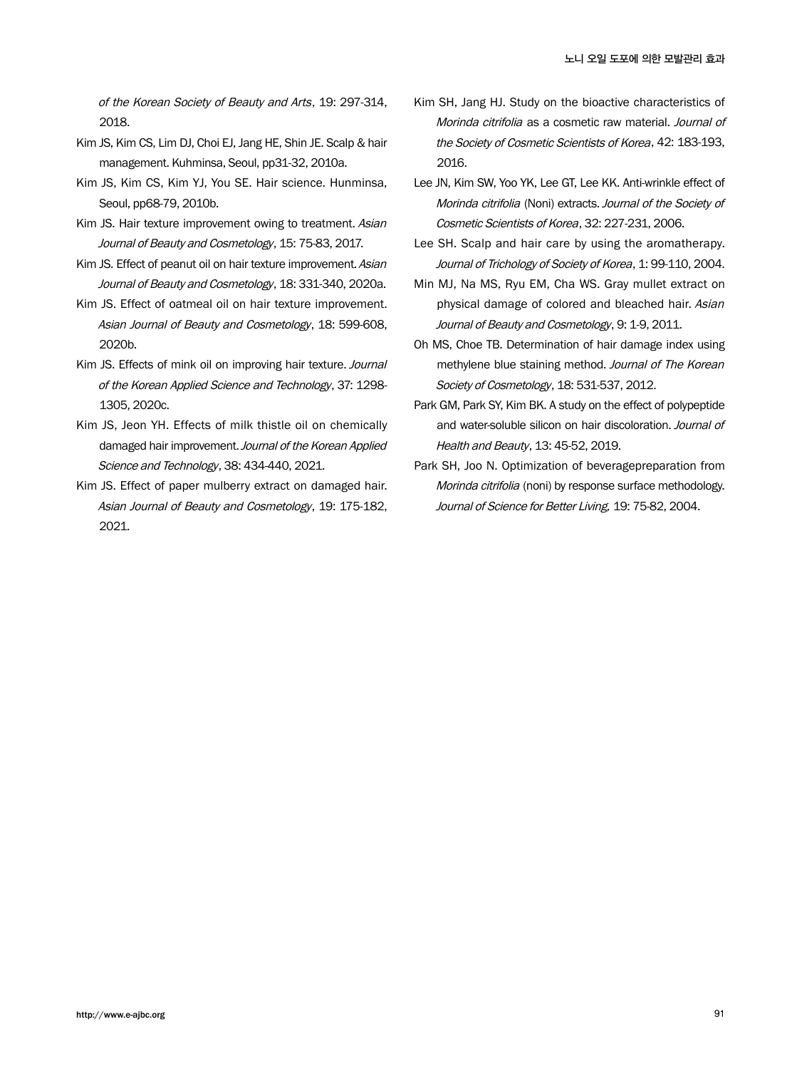*of the Korean Society of Beauty and Arts*, 19: 297-314, 2018.

Kim JS, Kim CS, Lim DJ, Choi EJ, Jang HE, Shin JE. Scalp & hair management. Kuhminsa, Seoul, pp31-32, 2010a.

Kim JS, Kim CS, Kim YJ, You SE. Hair science. Hunminsa, Seoul, pp68-79, 2010b.

Kim JS. Hair texture improvement owing to treatment. *Asian Journal of Beauty and Cosmetology*, 15: 75-83, 2017.

Kim JS. Effect of peanut oil on hair texture improvement. *Asian Journal of Beauty and Cosmetology*, 18: 331-340, 2020a.

Kim JS. Effect of oatmeal oil on hair texture improvement. *Asian Journal of Beauty and Cosmetology*, 18: 599-608, 2020b.

Kim JS. Effects of mink oil on improving hair texture. *Journal of the Korean Applied Science and Technology*, 37: 1298-1305, 2020c.

Kim JS, Jeon YH. Effects of milk thistle oil on chemically damaged hair improvement. *Journal of the Korean Applied Science and Technology*, 38: 434-440, 2021.

Kim JS. Effect of paper mulberry extract on damaged hair. *Asian Journal of Beauty and Cosmetology*, 19: 175-182, 2021.

Kim SH, Jang HJ. Study on the bioactive characteristics of *Morinda citrifolia* as a cosmetic raw material. *Journal of the Society of Cosmetic Scientists of Korea*, 42: 183-193, 2016.

Lee JN, Kim SW, Yoo YK, Lee GT, Lee KK. Anti-wrinkle effect of *Morinda citrifolia* (Noni) extracts. *Journal of the Society of Cosmetic Scientists of Korea*, 32: 227-231, 2006.

Lee SH. Scalp and hair care by using the aromatherapy. *Journal of Trichology of Society of Korea*, 1: 99-110, 2004.

Min MJ, Na MS, Ryu EM, Cha WS. Gray mullet extract on physical damage of colored and bleached hair. *Asian Journal of Beauty and Cosmetology*, 9: 1-9, 2011.

Oh MS, Choe TB. Determination of hair damage index using methylene blue staining method. *Journal of The Korean Society of Cosmetology*, 18: 531-537, 2012.

Park GM, Park SY, Kim BK. A study on the effect of polypeptide and water-soluble silicon on hair discoloration. *Journal of Health and Beauty*, 13: 45-52, 2019.

Park SH, Joo N. Optimization of beveragepreparation from *Morinda citrifolia* (noni) by response surface methodology. *Journal of Science for Better Living,* 19: 75-82, 2004.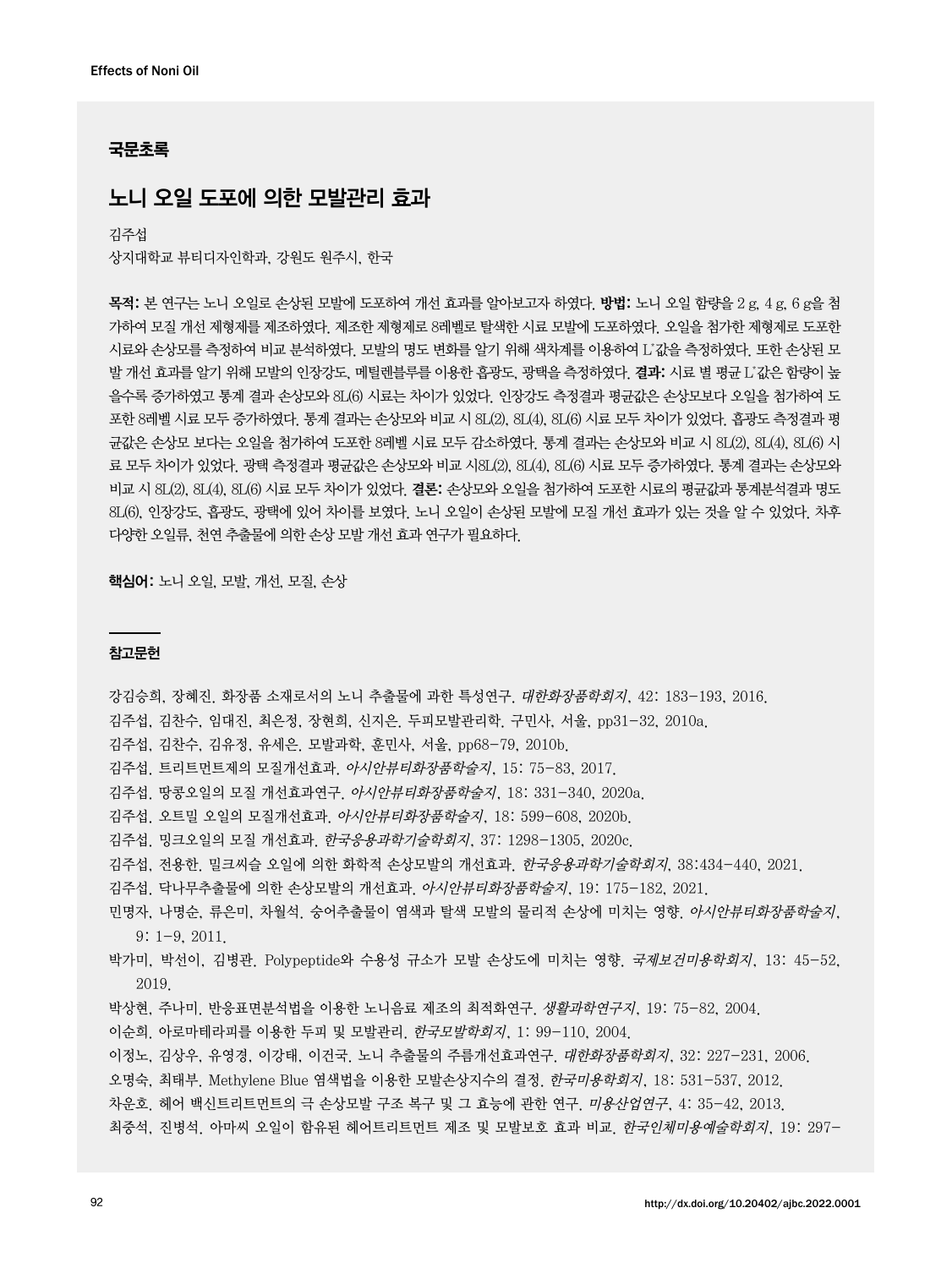## 국문초록

# 노니 오일 도포에 의한 모발관리 효과

김주섭

상지대학교 뷰티디자인학과, 강원도 원주시, 한국

**목적:** 본 연구는 노니 오일로 손상된 모발에 도포하여 개선 효과를 알아보고자 하였다. **방법:** 노니 오일 함량을 2 g, 4 g, 6 g을 첨가하여 모질 개선 제형제를 제조하였다. 제조한 제형제로 8레벨로 탈색한 시료 모발에 도포하였다. 오일을 첨가한 제형제로 도포한 시료와 손상모를 측정하여 비교 분석하였다. 모발의 명도 변화를 알기 위해 색차계를 이용하여 L*값을 측정하였다. 또한 손상된 모발 개선 효과를 알기 위해 모발의 인장강도, 메틸렌블루를 이용한 흡광도, 광택을 측정하였다. **결과:** 시료 별 평균 L*값은 함량이 높을수록 증가하였고 통계 결과 손상모와 8L(6) 시료는 차이가 있었다. 인장강도 측정결과 평균값은 손상모보다 오일을 첨가하여 도포한 8레벨 시료 모두 증가하였다. 통계 결과는 손상모와 비교 시 8L(2), 8L(4), 8L(6) 시료 모두 차이가 있었다. 흡광도 측정결과 평균값은 손상모 보다는 오일을 첨가하여 도포한 8레벨 시료 모두 감소하였다. 통계 결과는 손상모와 비교 시 8L(2), 8L(4), 8L(6) 시료 모두 차이가 있었다. 광택 측정결과 평균값은 손상모와 비교 시8L(2), 8L(4), 8L(6) 시료 모두 증가하였다. 통계 결과는 손상모와 비교 시 8L(2), 8L(4), 8L(6) 시료 모두 차이가 있었다. **결론:** 손상모와 오일을 첨가하여 도포한 시료의 평균값과 통계분석결과 명도 8L(6), 인장강도, 흡광도, 광택에 있어 차이를 보였다. 노니 오일이 손상된 모발에 모질 개선 효과가 있는 것을 알 수 있었다. 차후 다양한 오일류, 천연 추출물에 의한 손상 모발 개선 효과 연구가 필요하다.

**핵심어:** 노니 오일, 모발, 개선, 모질, 손상

## 참고문헌

강김승희, 장혜진. 화장품 소재로서의 노니 추출물에 과한 특성연구. *대한화장품학회지*, 42: 183-193, 2016.

김주섭, 김찬수, 임대진, 최은정, 장현희, 신지은. 두피모발관리학. 구민사, 서울, pp31-32, 2010a.

김주섭, 김찬수, 김유정, 유세은. 모발과학, 훈민사, 서울, pp68-79, 2010b.

김주섭. 트리트먼트제의 모질개선효과. *아시안뷰티화장품학술지*, 15: 75-83, 2017.

김주섭. 땅콩오일의 모질 개선효과연구. *아시안뷰티화장품학술지*, 18: 331-340, 2020a.

김주섭. 오트밀 오일의 모질개선효과. *아시안뷰티화장품학술지*, 18: 599-608, 2020b.

김주섭. 밍크오일의 모질 개선효과. *한국응용과학기술학회지*, 37: 1298-1305, 2020c.

김주섭, 전용한. 밀크씨슬 오일에 의한 화학적 손상모발의 개선효과. *한국응용과학기술학회지*, 38:434-440, 2021.

김주섭. 닥나무추출물에 의한 손상모발의 개선효과. *아시안뷰티화장품학술지*, 19: 175-182, 2021.

민명자, 나명순, 류은미, 차월석. 숭어추출물이 염색과 탈색 모발의 물리적 손상에 미치는 영향. *아시안뷰티화장품학술지*, 9: 1-9, 2011.

박가미, 박선이, 김병관. Polypeptide와 수용성 규소가 모발 손상도에 미치는 영향. *국제보건미용학회지*, 13: 45-52, 2019.

박상현, 주나미. 반응표면분석법을 이용한 노니음료 제조의 최적화연구. *생활과학연구지*, 19: 75-82, 2004.

이순희. 아로마테라피를 이용한 두피 및 모발관리. *한국모발학회지*, 1: 99-110, 2004.

이정노, 김상우, 유영경, 이강태, 이건국. 노니 추출물의 주름개선효과연구. *대한화장품학회지*, 32: 227-231, 2006.

오명숙, 최태부. Methylene Blue 염색법을 이용한 모발손상지수의 결정. *한국미용학회지*, 18: 531-537, 2012.

차운호. 헤어 백신트리트먼트의 극 손상모발 구조 복구 및 그 효능에 관한 연구. *미용산업연구*, 4: 35-42, 2013.

최중석, 진병석. 아마씨 오일이 함유된 헤어트리트먼트 제조 및 모발보호 효과 비교. *한국인체미용예술학회지*, 19: 297-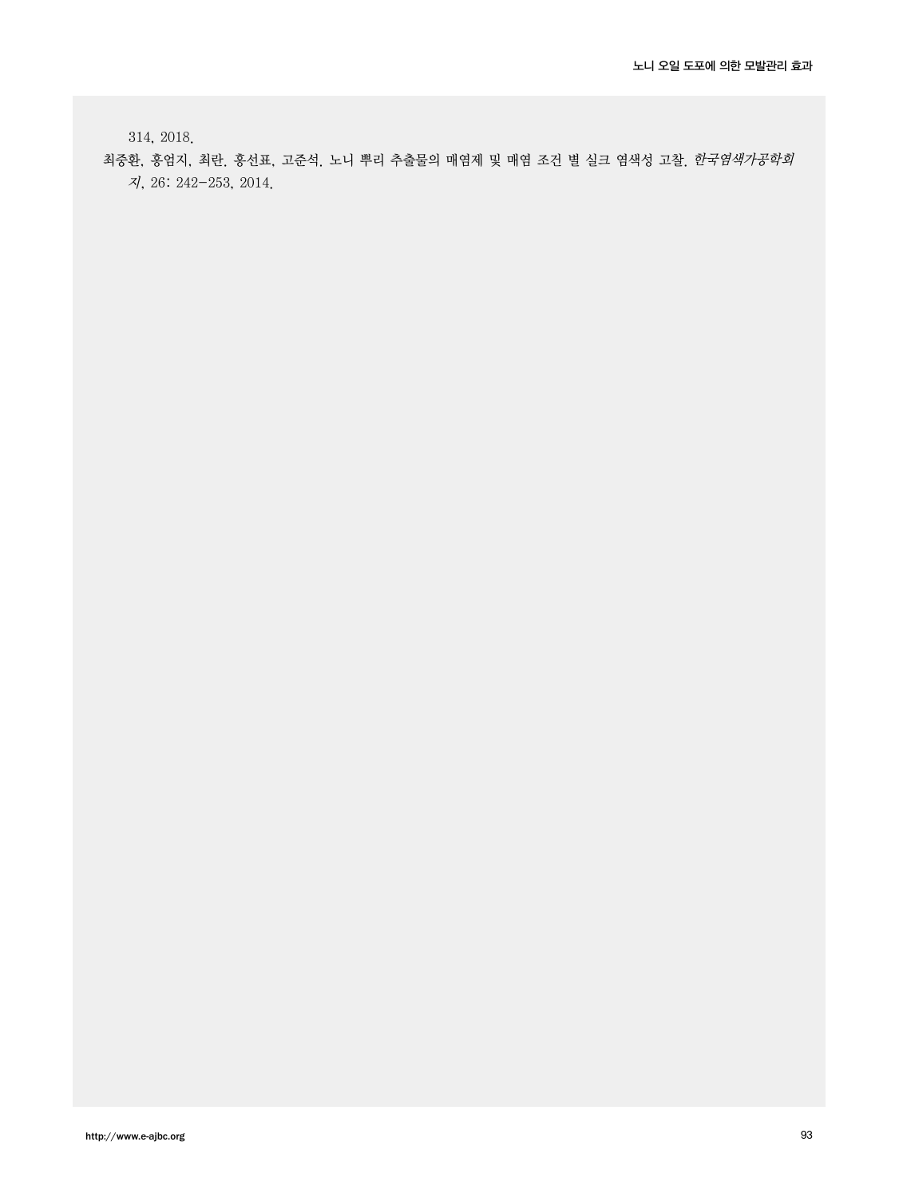314, 2018.

최중환, 홍엄지, 최란, 홍선표, 고준석. 노니 뿌리 추출물의 매염제 및 매염 조건 별 실크 염색성 고찰. *한국염색가공학회지*, 26: 242-253, 2014.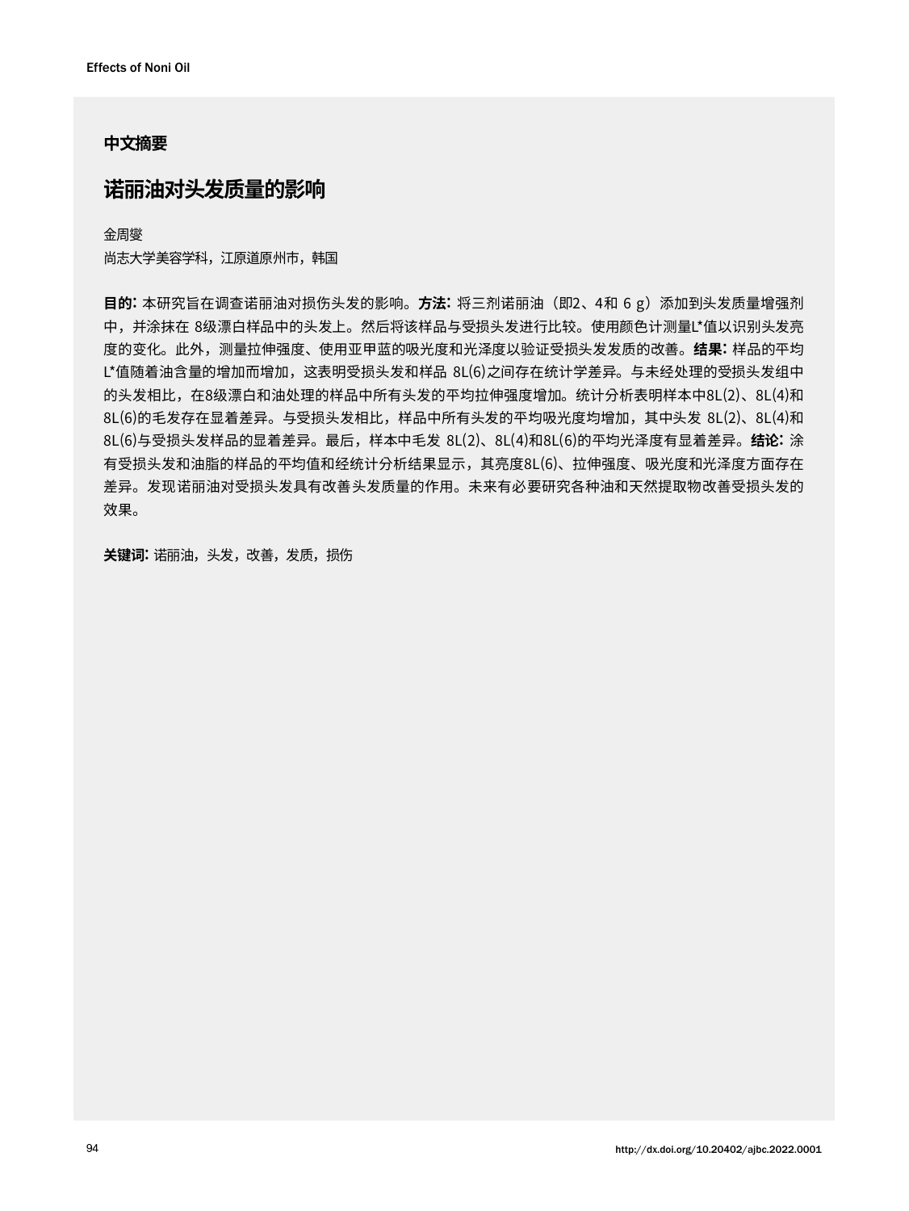## 中文摘要

# 诺丽油对头发质量的影响

金周燮

尚志大学美容学科，江原道原州市，韩国

**目的:** 本研究旨在调查诺丽油对损伤头发的影响。**方法:** 将三剂诺丽油（即2、4和 6 g）添加到头发质量增强剂中，并涂抹在 8级漂白样品中的头发上。然后将该样品与受损头发进行比较。使用颜色计测量L*值以识别头发亮度的变化。此外，测量拉伸强度、使用亚甲蓝的吸光度和光泽度以验证受损头发发质的改善。**结果:** 样品的平均L*值随着油含量的增加而增加，这表明受损头发和样品 8L(6)之间存在统计学差异。与未经处理的受损头发组中的头发相比，在8级漂白和油处理的样品中所有头发的平均拉伸强度增加。统计分析表明样本中8L(2)、8L(4)和8L(6)的毛发存在显着差异。与受损头发相比，样品中所有头发的平均吸光度均增加，其中头发 8L(2)、8L(4)和8L(6)与受损头发样品的显着差异。最后，样本中毛发 8L(2)、8L(4)和8L(6)的平均光泽度有显着差异。**结论:** 涂有受损头发和油脂的样品的平均值和经统计分析结果显示，其亮度8L(6)、拉伸强度、吸光度和光泽度方面存在差异。发现诺丽油对受损头发具有改善头发质量的作用。未来有必要研究各种油和天然提取物改善受损头发的效果。

**关键词:** 诺丽油，头发，改善，发质，损伤